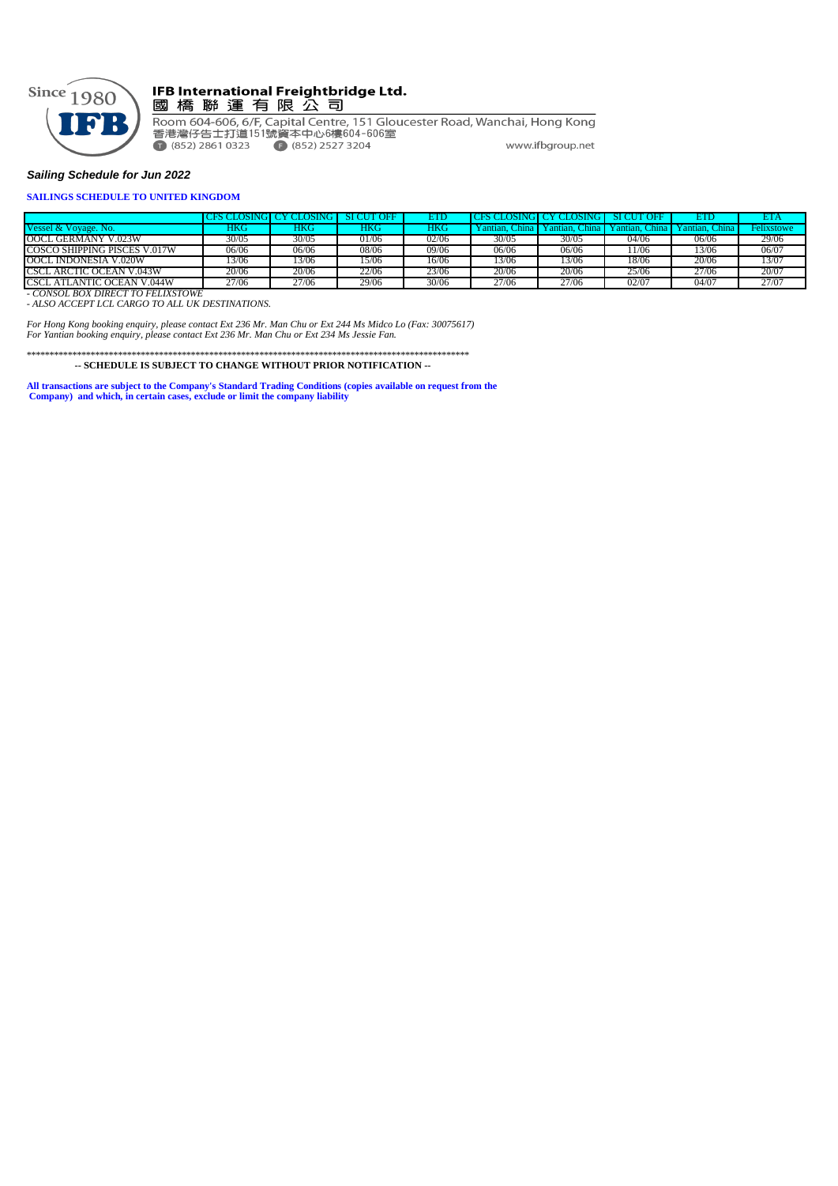**IFB International Freightbridge Ltd.**
國 橋 聯 運 有 限 公 司

Room 604-606, 6/F, Capital Centre, 151 Gloucester Road, Wanchai, Hong Kong
香港灣仔告士打道151號資本中心6樓604-606室
(852) 2861 0323 (852) 2527 3204 www.ifbgroup.net

***Sailing Schedule for Jun 2022***

**SAILINGS SCHEDULE TO UNITED KINGDOM**

| | CFS CLOSING | CY CLOSING | SI CUT OFF | ETD | CFS CLOSING | CY CLOSING | SI CUT OFF | ETD | ETA |
|---|---|---|---|---|---|---|---|---|---|
| Vessel & Voyage. No. | HKG | HKG | HKG | HKG | Yantian, China | Yantian, China | Yantian, China | Yantian, China | Felixstowe |
| OOCL GERMANY V.023W | 30/05 | 30/05 | 01/06 | 02/06 | 30/05 | 30/05 | 04/06 | 06/06 | 29/06 |
| COSCO SHIPPING PISCES V.017W | 06/06 | 06/06 | 08/06 | 09/06 | 06/06 | 06/06 | 11/06 | 13/06 | 06/07 |
| OOCL INDONESIA V.020W | 13/06 | 13/06 | 15/06 | 16/06 | 13/06 | 13/06 | 18/06 | 20/06 | 13/07 |
| CSCL ARCTIC OCEAN V.043W | 20/06 | 20/06 | 22/06 | 23/06 | 20/06 | 20/06 | 25/06 | 27/06 | 20/07 |
| CSCL ATLANTIC OCEAN V.044W | 27/06 | 27/06 | 29/06 | 30/06 | 27/06 | 27/06 | 02/07 | 04/07 | 27/07 |

*- CONSOL BOX DIRECT TO FELIXSTOWE*
*- ALSO ACCEPT LCL CARGO TO ALL UK DESTINATIONS.*

*For Hong Kong booking enquiry, please contact Ext 236 Mr. Man Chu or Ext 244 Ms Midco Lo (Fax: 30075617)*
*For Yantian booking enquiry, please contact Ext 236 Mr. Man Chu or Ext 234 Ms Jessie Fan.*

*****************************************************************************************************

**-- SCHEDULE IS SUBJECT TO CHANGE WITHOUT PRIOR NOTIFICATION --**

**All transactions are subject to the Company's Standard Trading Conditions (copies available on request from the Company) and which, in certain cases, exclude or limit the company liability**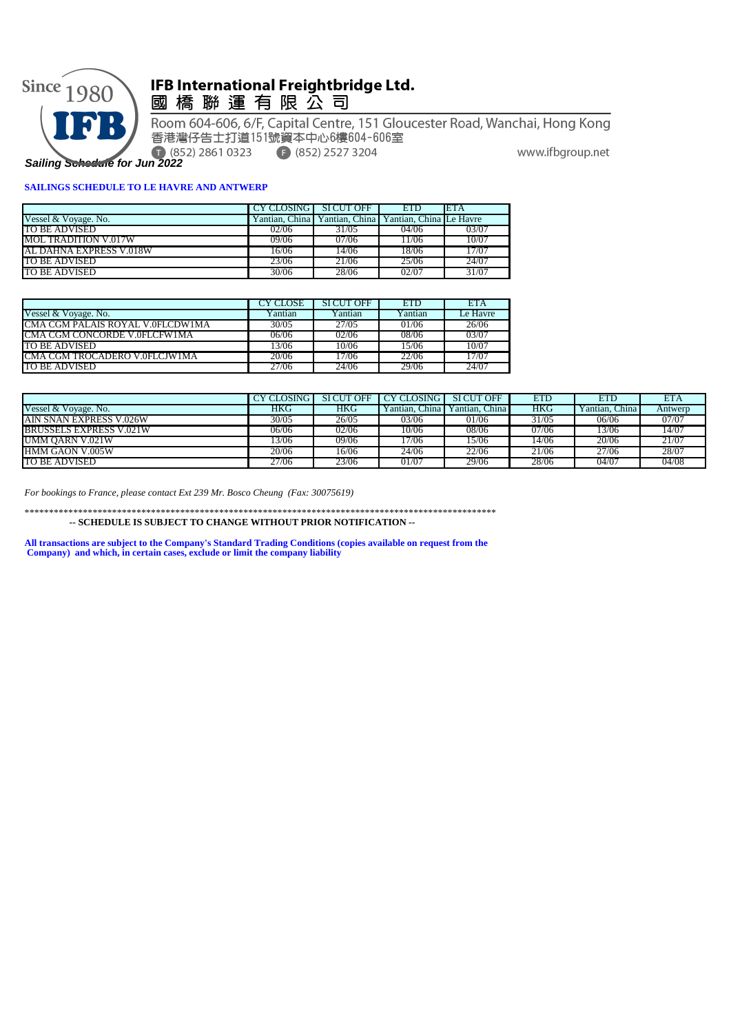**IFB International Freightbridge Ltd.**
**國 橋 聯 運 有 限 公 司**

Room 604-606, 6/F, Capital Centre, 151 Gloucester Road, Wanchai, Hong Kong
香港灣仔告士打道151號資本中心6樓604-606室
T (852) 2861 0323　F (852) 2527 3204　www.ifbgroup.net

*Sailing Schedule for Jun 2022*

**SAILINGS SCHEDULE TO LE HAVRE AND ANTWERP**

| | CY CLOSING | SI CUT OFF | ETD | ETA |
|---|---|---|---|---|
| Vessel & Voyage. No. | Yantian, China | Yantian, China | Yantian, China | Le Havre |
| TO BE ADVISED | 02/06 | 31/05 | 04/06 | 03/07 |
| MOL TRADITION V.017W | 09/06 | 07/06 | 11/06 | 10/07 |
| AL DAHNA EXPRESS V.018W | 16/06 | 14/06 | 18/06 | 17/07 |
| TO BE ADVISED | 23/06 | 21/06 | 25/06 | 24/07 |
| TO BE ADVISED | 30/06 | 28/06 | 02/07 | 31/07 |

| | CY CLOSE | SI CUT OFF | ETD | ETA |
|---|---|---|---|---|
| Vessel & Voyage. No. | Yantian | Yantian | Yantian | Le Havre |
| CMA CGM PALAIS ROYAL V.0FLCDW1MA | 30/05 | 27/05 | 01/06 | 26/06 |
| CMA CGM CONCORDE V.0FLCFW1MA | 06/06 | 02/06 | 08/06 | 03/07 |
| TO BE ADVISED | 13/06 | 10/06 | 15/06 | 10/07 |
| CMA CGM TROCADERO V.0FLCJW1MA | 20/06 | 17/06 | 22/06 | 17/07 |
| TO BE ADVISED | 27/06 | 24/06 | 29/06 | 24/07 |

| | CY CLOSING | SI CUT OFF | CY CLOSING | SI CUT OFF | ETD | ETD | ETA |
|---|---|---|---|---|---|---|---|
| Vessel & Voyage. No. | HKG | HKG | Yantian, China | Yantian, China | HKG | Yantian, China | Antwerp |
| AIN SNAN EXPRESS V.026W | 30/05 | 26/05 | 03/06 | 01/06 | 31/05 | 06/06 | 07/07 |
| BRUSSELS EXPRESS V.021W | 06/06 | 02/06 | 10/06 | 08/06 | 07/06 | 13/06 | 14/07 |
| UMM QARN V.021W | 13/06 | 09/06 | 17/06 | 15/06 | 14/06 | 20/06 | 21/07 |
| HMM GAON V.005W | 20/06 | 16/06 | 24/06 | 22/06 | 21/06 | 27/06 | 28/07 |
| TO BE ADVISED | 27/06 | 23/06 | 01/07 | 29/06 | 28/06 | 04/07 | 04/08 |

*For bookings to France, please contact Ext 239 Mr. Bosco Cheung (Fax: 30075619)*

*************************************************************************************************

**-- SCHEDULE IS SUBJECT TO CHANGE WITHOUT PRIOR NOTIFICATION --**

**All transactions are subject to the Company's Standard Trading Conditions (copies available on request from the Company) and which, in certain cases, exclude or limit the company liability**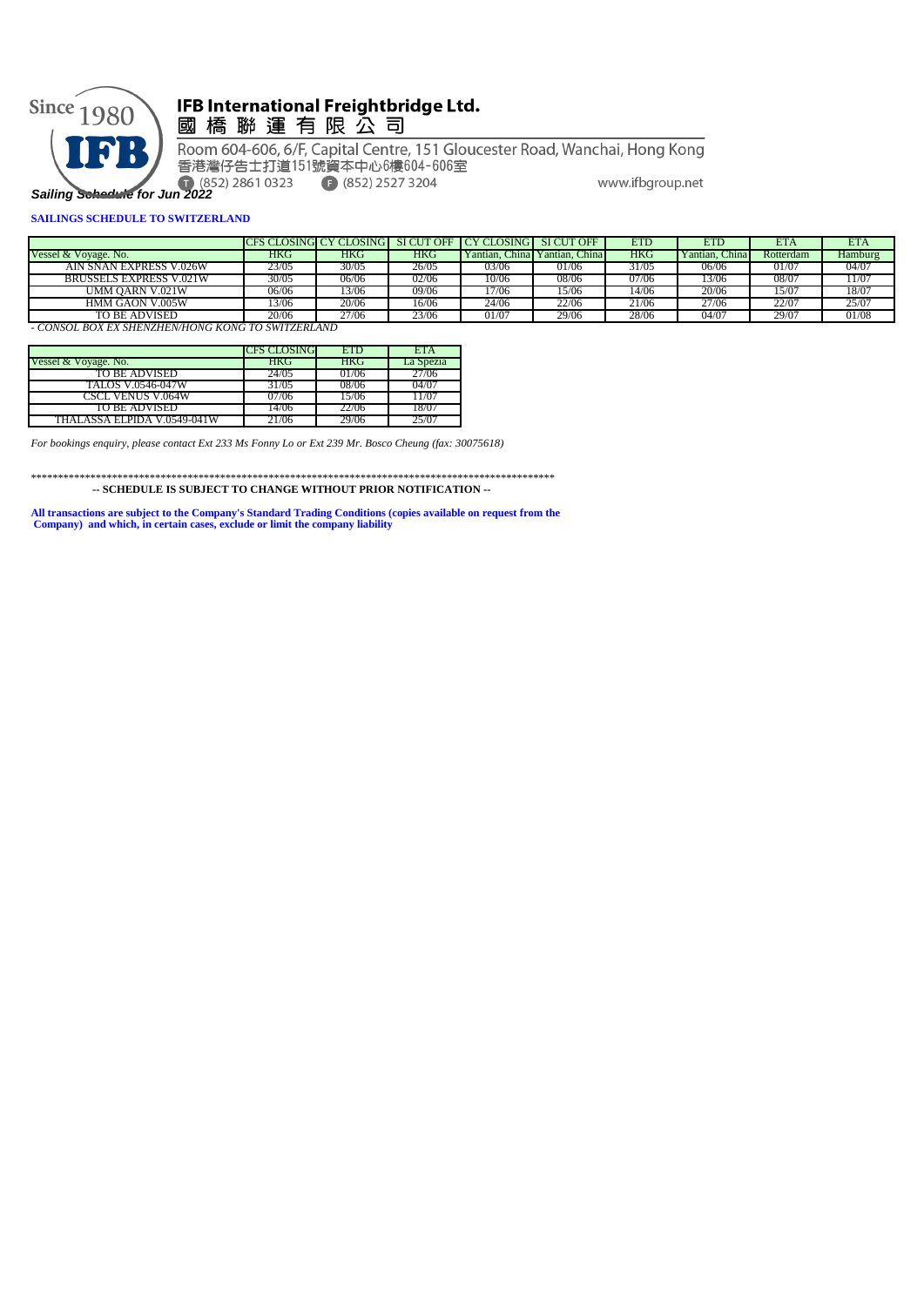# IFB International Freightbridge Ltd.

國橋聯運有限公司

Room 604-606, 6/F, Capital Centre, 151 Gloucester Road, Wanchai, Hong Kong

香港灣仔告士打道151號資本中心6樓604-606室

(852) 2861 0323 | (852) 2527 3204 | www.ifbgroup.net

*Sailing Schedule for Jun 2022*

**SAILINGS SCHEDULE TO SWITZERLAND**

| | CFS CLOSING | CY CLOSING | SI CUT OFF | CY CLOSING | SI CUT OFF | ETD | ETD | ETA | ETA |
|---|---|---|---|---|---|---|---|---|---|
| Vessel & Voyage. No. | HKG | HKG | HKG | Yantian, China | Yantian, China | HKG | Yantian, China | Rotterdam | Hamburg |
| AIN SNAN EXPRESS V.026W | 23/05 | 30/05 | 26/05 | 03/06 | 01/06 | 31/05 | 06/06 | 01/07 | 04/07 |
| BRUSSELS EXPRESS V.021W | 30/05 | 06/06 | 02/06 | 10/06 | 08/06 | 07/06 | 13/06 | 08/07 | 11/07 |
| UMM QARN V.021W | 06/06 | 13/06 | 09/06 | 17/06 | 15/06 | 14/06 | 20/06 | 15/07 | 18/07 |
| HMM GAON V.005W | 13/06 | 20/06 | 16/06 | 24/06 | 22/06 | 21/06 | 27/06 | 22/07 | 25/07 |
| TO BE ADVISED | 20/06 | 27/06 | 23/06 | 01/07 | 29/06 | 28/06 | 04/07 | 29/07 | 01/08 |

*- CONSOL BOX EX SHENZHEN/HONG KONG TO SWITZERLAND*

| | CFS CLOSING | ETD | ETA |
|---|---|---|---|
| Vessel & Voyage. No. | HKG | HKG | La Spezia |
| TO BE ADVISED | 24/05 | 01/06 | 27/06 |
| TALOS V.0546-047W | 31/05 | 08/06 | 04/07 |
| CSCL VENUS V.064W | 07/06 | 15/06 | 11/07 |
| TO BE ADVISED | 14/06 | 22/06 | 18/07 |
| THALASSA ELPIDA V.0549-041W | 21/06 | 29/06 | 25/07 |

*For bookings enquiry, please contact Ext 233 Ms Fonny Lo or Ext 239 Mr. Bosco Cheung (fax: 30075618)*

****************************************************************************************************

**-- SCHEDULE IS SUBJECT TO CHANGE WITHOUT PRIOR NOTIFICATION --**

**All transactions are subject to the Company's Standard Trading Conditions (copies available on request from the Company) and which, in certain cases, exclude or limit the company liability**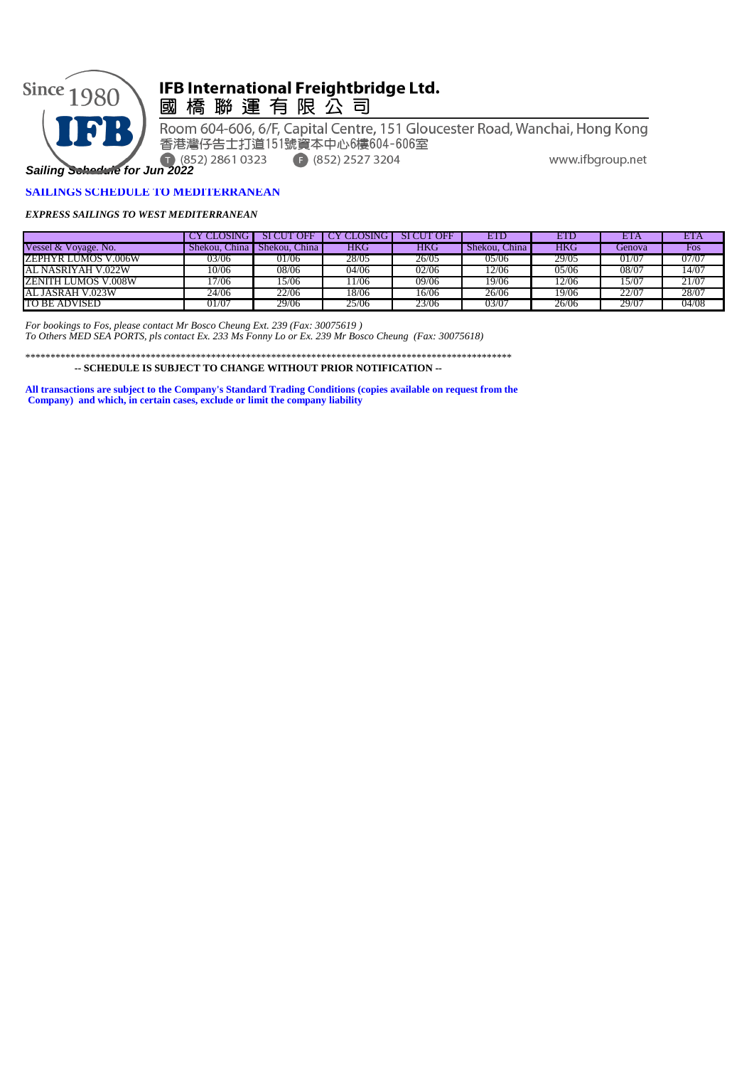# IFB International Freightbridge Ltd.

國 橋 聯 運 有 限 公 司

Room 604-606, 6/F, Capital Centre, 151 Gloucester Road, Wanchai, Hong Kong

香港灣仔告士打道151號資本中心6樓604-606室

T (852) 2861 0323　F (852) 2527 3204　www.ifbgroup.net

***Sailing Schedule for Jun 2022***

**SAILINGS SCHEDULE TO MEDITERRANEAN**

***EXPRESS SAILINGS TO WEST MEDITERRANEAN***

| | CY CLOSING | SI CUT OFF | CY CLOSING | SI CUT OFF | ETD | ETD | ETA | ETA |
|---|---|---|---|---|---|---|---|---|
| Vessel & Voyage. No. | Shekou, China | Shekou, China | HKG | HKG | Shekou, China | HKG | Genova | Fos |
| ZEPHYR LUMOS V.006W | 03/06 | 01/06 | 28/05 | 26/05 | 05/06 | 29/05 | 01/07 | 07/07 |
| AL NASRIYAH V.022W | 10/06 | 08/06 | 04/06 | 02/06 | 12/06 | 05/06 | 08/07 | 14/07 |
| ZENITH LUMOS V.008W | 17/06 | 15/06 | 11/06 | 09/06 | 19/06 | 12/06 | 15/07 | 21/07 |
| AL JASRAH V.023W | 24/06 | 22/06 | 18/06 | 16/06 | 26/06 | 19/06 | 22/07 | 28/07 |
| TO BE ADVISED | 01/07 | 29/06 | 25/06 | 23/06 | 03/07 | 26/06 | 29/07 | 04/08 |

*For bookings to Fos, please contact Mr Bosco Cheung Ext. 239 (Fax: 30075619 )*
*To Others MED SEA PORTS, pls contact Ex. 233 Ms Fonny Lo or Ex. 239 Mr Bosco Cheung (Fax: 30075618)*

****************************************************************************************************

**-- SCHEDULE IS SUBJECT TO CHANGE WITHOUT PRIOR NOTIFICATION --**

**All transactions are subject to the Company's Standard Trading Conditions (copies available on request from the Company) and which, in certain cases, exclude or limit the company liability**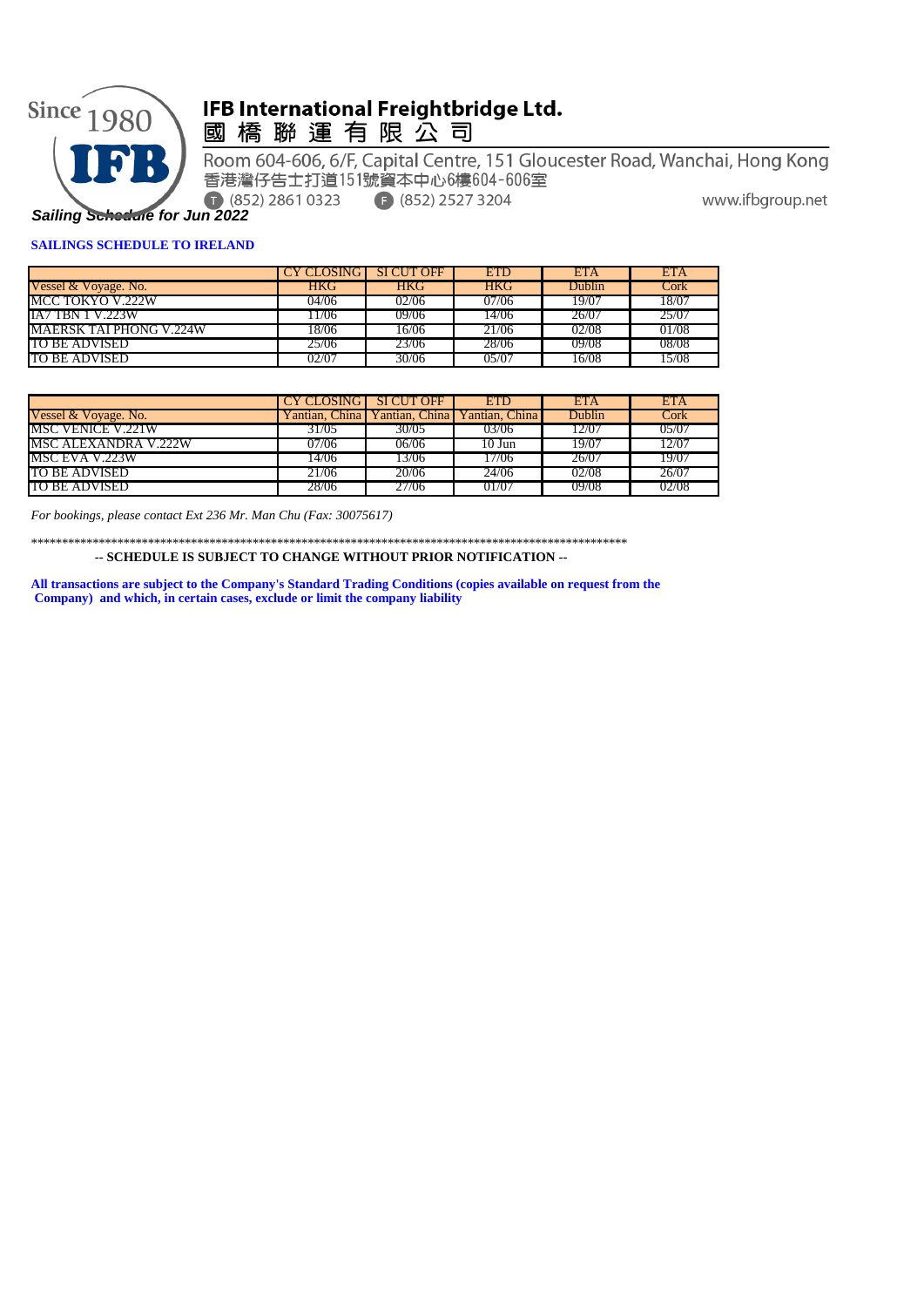# IFB International Freightbridge Ltd.

國 橋 聯 運 有 限 公 司

Room 604-606, 6/F, Capital Centre, 151 Gloucester Road, Wanchai, Hong Kong

香港灣仔告士打道151號資本中心6樓604-606室

T (852) 2861 0323  F (852) 2527 3204  www.ifbgroup.net

***Sailing Schedule for Jun 2022***

**SAILINGS SCHEDULE TO IRELAND**

| | CY CLOSING | SI CUT OFF | ETD | ETA | ETA |
|---|---|---|---|---|---|
| Vessel & Voyage. No. | HKG | HKG | HKG | Dublin | Cork |
| MCC TOKYO V.222W | 04/06 | 02/06 | 07/06 | 19/07 | 18/07 |
| IA7 TBN 1 V.223W | 11/06 | 09/06 | 14/06 | 26/07 | 25/07 |
| MAERSK TAI PHONG V.224W | 18/06 | 16/06 | 21/06 | 02/08 | 01/08 |
| TO BE ADVISED | 25/06 | 23/06 | 28/06 | 09/08 | 08/08 |
| TO BE ADVISED | 02/07 | 30/06 | 05/07 | 16/08 | 15/08 |

| | CY CLOSING | SI CUT OFF | ETD | ETA | ETA |
|---|---|---|---|---|---|
| Vessel & Voyage. No. | Yantian, China | Yantian, China | Yantian, China | Dublin | Cork |
| MSC VENICE V.221W | 31/05 | 30/05 | 03/06 | 12/07 | 05/07 |
| MSC ALEXANDRA V.222W | 07/06 | 06/06 | 10 Jun | 19/07 | 12/07 |
| MSC EVA V.223W | 14/06 | 13/06 | 17/06 | 26/07 | 19/07 |
| TO BE ADVISED | 21/06 | 20/06 | 24/06 | 02/08 | 26/07 |
| TO BE ADVISED | 28/06 | 27/06 | 01/07 | 09/08 | 02/08 |

*For bookings, please contact Ext 236 Mr. Man Chu (Fax: 30075617)*

****************************************************************************************************

**-- SCHEDULE IS SUBJECT TO CHANGE WITHOUT PRIOR NOTIFICATION --**

**All transactions are subject to the Company's Standard Trading Conditions (copies available on request from the Company) and which, in certain cases, exclude or limit the company liability**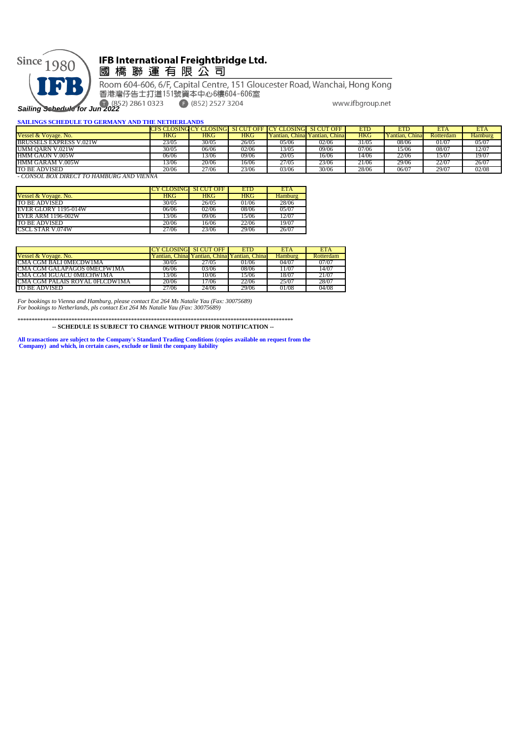# IFB International Freightbridge Ltd.

## 國 橋 聯 運 有 限 公 司

Since 1980

Room 604-606, 6/F, Capital Centre, 151 Gloucester Road, Wanchai, Hong Kong

香港灣仔告士打道151號資本中心6樓604-606室

T (852) 2861 0323  F (852) 2527 3204  www.ifbgroup.net

***Sailing Schedule for Jun 2022***

**SAILINGS SCHEDULE TO GERMANY AND THE NETHERLANDS**

| | CFS CLOSING | CY CLOSING | SI CUT OFF | CY CLOSING | SI CUT OFF | ETD | ETD | ETA | ETA |
|---|---|---|---|---|---|---|---|---|---|
| Vessel & Voyage. No. | HKG | HKG | HKG | Yantian, China | Yantian, China | HKG | Yantian, China | Rotterdam | Hamburg |
| BRUSSELS EXPRESS V.021W | 23/05 | 30/05 | 26/05 | 05/06 | 02/06 | 31/05 | 08/06 | 01/07 | 05/07 |
| UMM QARN V.021W | 30/05 | 06/06 | 02/06 | 13/05 | 09/06 | 07/06 | 15/06 | 08/07 | 12/07 |
| HMM GAON V.005W | 06/06 | 13/06 | 09/06 | 20/05 | 16/06 | 14/06 | 22/06 | 15/07 | 19/07 |
| HMM GARAM V.005W | 13/06 | 20/06 | 16/06 | 27/05 | 23/06 | 21/06 | 29/06 | 22/07 | 26/07 |
| TO BE ADVISED | 20/06 | 27/06 | 23/06 | 03/06 | 30/06 | 28/06 | 06/07 | 29/07 | 02/08 |

*- CONSOL BOX DIRECT TO HAMBURG AND VIENNA*

| | CY CLOSING | SI CUT OFF | ETD | ETA |
|---|---|---|---|---|
| Vessel & Voyage. No. | HKG | HKG | HKG | Hamburg |
| TO BE ADVISED | 30/05 | 26/05 | 01/06 | 28/06 |
| EVER GLORY 1195-014W | 06/06 | 02/06 | 08/06 | 05/07 |
| EVER ARM 1196-002W | 13/06 | 09/06 | 15/06 | 12/07 |
| TO BE ADVISED | 20/06 | 16/06 | 22/06 | 19/07 |
| CSCL STAR V.074W | 27/06 | 23/06 | 29/06 | 26/07 |

| | CY CLOSING | SI CUT OFF | ETD | ETA | ETA |
|---|---|---|---|---|---|
| Vessel & Voyage. No. | Yantian, China | Yantian, China | Yantian, China | Hamburg | Rotterdam |
| CMA CGM BALI 0MECDW1MA | 30/05 | 27/05 | 01/06 | 04/07 | 07/07 |
| CMA CGM GALAPAGOS 0MECFW1MA | 06/06 | 03/06 | 08/06 | 11/07 | 14/07 |
| CMA CGM IGUACU 0MECHW1MA | 13/06 | 10/06 | 15/06 | 18/07 | 21/07 |
| CMA CGM PALAIS ROYAL 0FLCDW1MA | 20/06 | 17/06 | 22/06 | 25/07 | 28/07 |
| TO BE ADVISED | 27/06 | 24/06 | 29/06 | 01/08 | 04/08 |

*For bookings to Vienna and Hamburg, please contact Ext 264 Ms Natalie Yau (Fax: 30075689)*
*For bookings to Netherlands, pls contact Ext 264 Ms Natalie Yau (Fax: 30075689)*

*******************************************************************************************************

**-- SCHEDULE IS SUBJECT TO CHANGE WITHOUT PRIOR NOTIFICATION --**

**All transactions are subject to the Company's Standard Trading Conditions (copies available on request from the Company) and which, in certain cases, exclude or limit the company liability**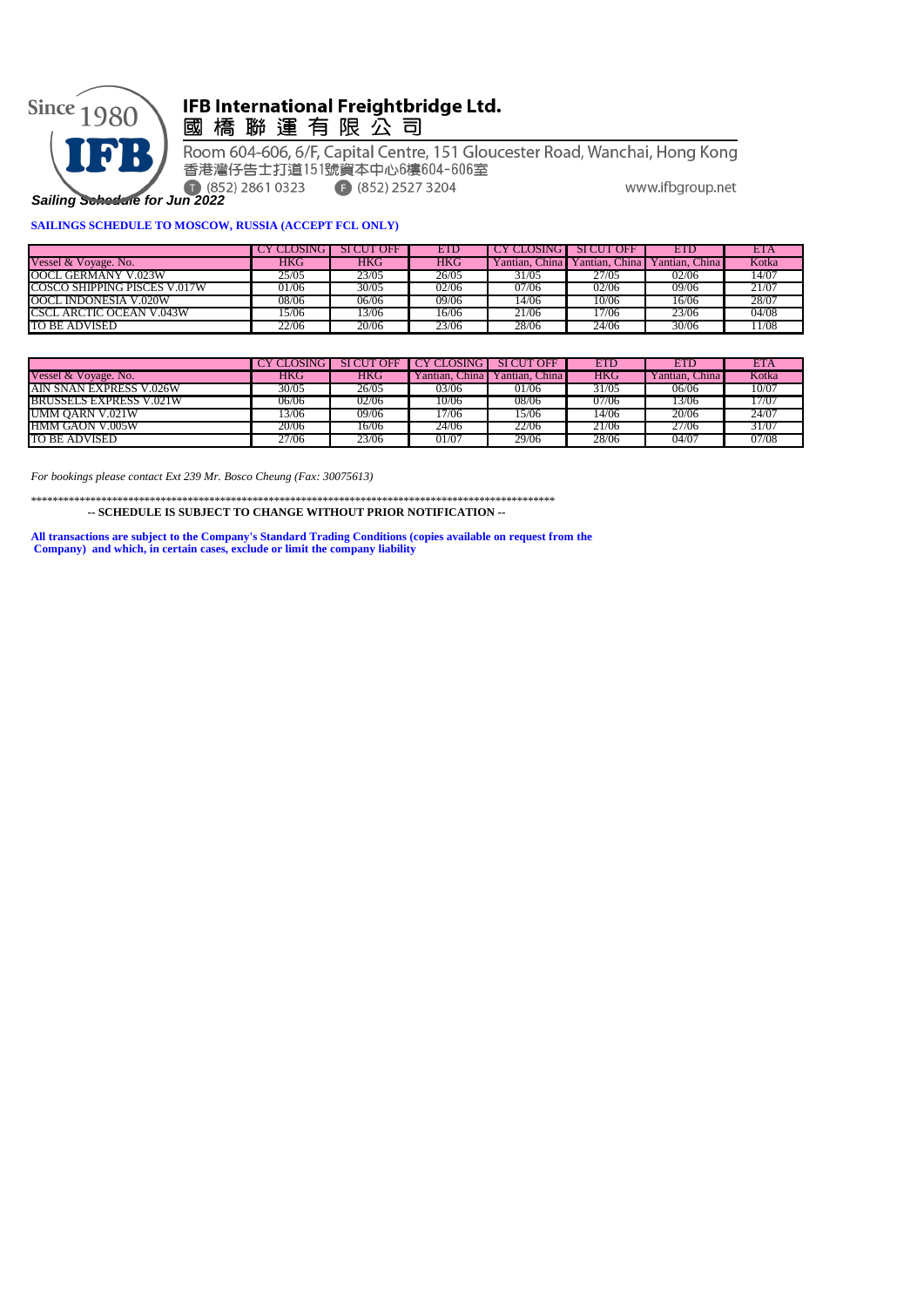# IFB International Freightbridge Ltd.
國 橋 聯 運 有 限 公 司

Since 1980

Room 604-606, 6/F, Capital Centre, 151 Gloucester Road, Wanchai, Hong Kong
香港灣仔告士打道151號資本中心6樓604-606室

T (852) 2861 0323 F (852) 2527 3204 www.ifbgroup.net

***Sailing Schedule for Jun 2022***

**SAILINGS SCHEDULE TO MOSCOW, RUSSIA (ACCEPT FCL ONLY)**

| | CY CLOSING | SI CUT OFF | ETD | CY CLOSING | SI CUT OFF | ETD | ETA |
|---|---|---|---|---|---|---|---|
| Vessel & Voyage. No. | HKG | HKG | HKG | Yantian, China | Yantian, China | Yantian, China | Kotka |
| OOCL GERMANY V.023W | 25/05 | 23/05 | 26/05 | 31/05 | 27/05 | 02/06 | 14/07 |
| COSCO SHIPPING PISCES V.017W | 01/06 | 30/05 | 02/06 | 07/06 | 02/06 | 09/06 | 21/07 |
| OOCL INDONESIA V.020W | 08/06 | 06/06 | 09/06 | 14/06 | 10/06 | 16/06 | 28/07 |
| CSCL ARCTIC OCEAN V.043W | 15/06 | 13/06 | 16/06 | 21/06 | 17/06 | 23/06 | 04/08 |
| TO BE ADVISED | 22/06 | 20/06 | 23/06 | 28/06 | 24/06 | 30/06 | 11/08 |

| | CY CLOSING | SI CUT OFF | CY CLOSING | SI CUT OFF | ETD | ETD | ETA |
|---|---|---|---|---|---|---|---|
| Vessel & Voyage. No. | HKG | HKG | Yantian, China | Yantian, China | HKG | Yantian, China | Kotka |
| AIN SNAN EXPRESS V.026W | 30/05 | 26/05 | 03/06 | 01/06 | 31/05 | 06/06 | 10/07 |
| BRUSSELS EXPRESS V.021W | 06/06 | 02/06 | 10/06 | 08/06 | 07/06 | 13/06 | 17/07 |
| UMM QARN V.021W | 13/06 | 09/06 | 17/06 | 15/06 | 14/06 | 20/06 | 24/07 |
| HMM GAON V.005W | 20/06 | 16/06 | 24/06 | 22/06 | 21/06 | 27/06 | 31/07 |
| TO BE ADVISED | 27/06 | 23/06 | 01/07 | 29/06 | 28/06 | 04/07 | 07/08 |

*For bookings please contact Ext 239 Mr. Bosco Cheung (Fax: 30075613)*

*******************************************************************************************************

**-- SCHEDULE IS SUBJECT TO CHANGE WITHOUT PRIOR NOTIFICATION --**

**All transactions are subject to the Company's Standard Trading Conditions (copies available on request from the Company) and which, in certain cases, exclude or limit the company liability**